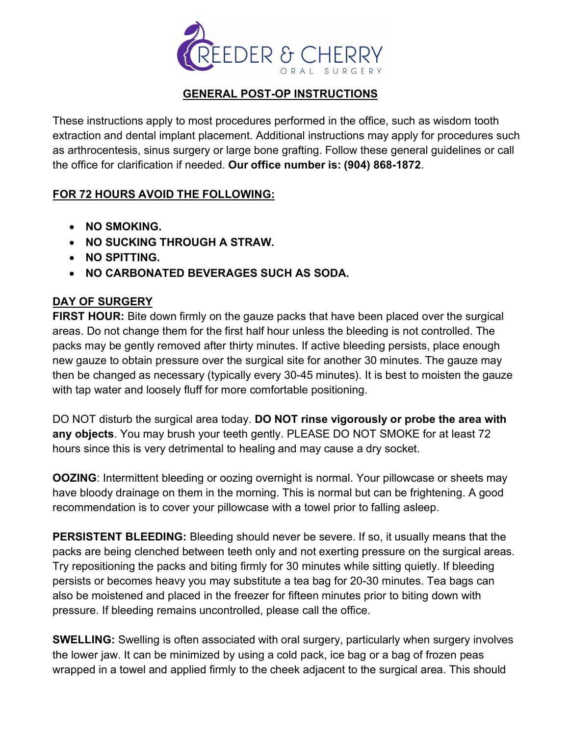REEDER & CHERRY
ORAL SURGERY

## GENERAL POST-OP INSTRUCTIONS

These instructions apply to most procedures performed in the office, such as wisdom tooth extraction and dental implant placement. Additional instructions may apply for procedures such as arthrocentesis, sinus surgery or large bone grafting. Follow these general guidelines or call the office for clarification if needed. **Our office number is: (904) 868-1872**.

### FOR 72 HOURS AVOID THE FOLLOWING:

- **NO SMOKING.**
- **NO SUCKING THROUGH A STRAW.**
- **NO SPITTING.**
- **NO CARBONATED BEVERAGES SUCH AS SODA.**

### DAY OF SURGERY

**FIRST HOUR:** Bite down firmly on the gauze packs that have been placed over the surgical areas. Do not change them for the first half hour unless the bleeding is not controlled. The packs may be gently removed after thirty minutes. If active bleeding persists, place enough new gauze to obtain pressure over the surgical site for another 30 minutes. The gauze may then be changed as necessary (typically every 30-45 minutes). It is best to moisten the gauze with tap water and loosely fluff for more comfortable positioning.

DO NOT disturb the surgical area today. **DO NOT rinse vigorously or probe the area with any objects**. You may brush your teeth gently. PLEASE DO NOT SMOKE for at least 72 hours since this is very detrimental to healing and may cause a dry socket.

**OOZING**: Intermittent bleeding or oozing overnight is normal. Your pillowcase or sheets may have bloody drainage on them in the morning. This is normal but can be frightening. A good recommendation is to cover your pillowcase with a towel prior to falling asleep.

**PERSISTENT BLEEDING:** Bleeding should never be severe. If so, it usually means that the packs are being clenched between teeth only and not exerting pressure on the surgical areas. Try repositioning the packs and biting firmly for 30 minutes while sitting quietly. If bleeding persists or becomes heavy you may substitute a tea bag for 20-30 minutes. Tea bags can also be moistened and placed in the freezer for fifteen minutes prior to biting down with pressure. If bleeding remains uncontrolled, please call the office.

**SWELLING:** Swelling is often associated with oral surgery, particularly when surgery involves the lower jaw. It can be minimized by using a cold pack, ice bag or a bag of frozen peas wrapped in a towel and applied firmly to the cheek adjacent to the surgical area. This should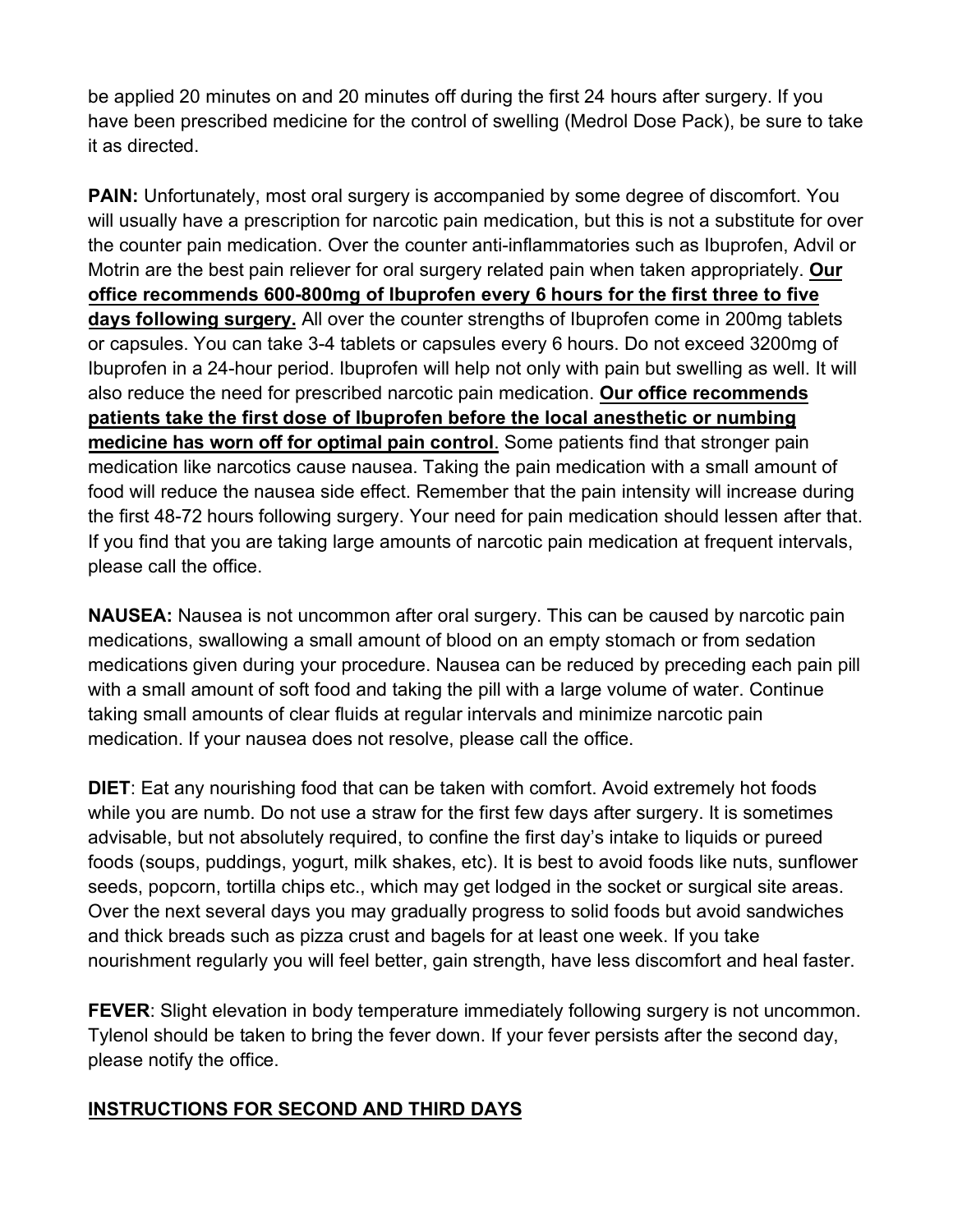be applied 20 minutes on and 20 minutes off during the first 24 hours after surgery. If you have been prescribed medicine for the control of swelling (Medrol Dose Pack), be sure to take it as directed.

**PAIN:** Unfortunately, most oral surgery is accompanied by some degree of discomfort. You will usually have a prescription for narcotic pain medication, but this is not a substitute for over the counter pain medication. Over the counter anti-inflammatories such as Ibuprofen, Advil or Motrin are the best pain reliever for oral surgery related pain when taken appropriately. **Our office recommends 600-800mg of Ibuprofen every 6 hours for the first three to five days following surgery.** All over the counter strengths of Ibuprofen come in 200mg tablets or capsules. You can take 3-4 tablets or capsules every 6 hours. Do not exceed 3200mg of Ibuprofen in a 24-hour period. Ibuprofen will help not only with pain but swelling as well. It will also reduce the need for prescribed narcotic pain medication. **Our office recommends patients take the first dose of Ibuprofen before the local anesthetic or numbing medicine has worn off for optimal pain control**. Some patients find that stronger pain medication like narcotics cause nausea. Taking the pain medication with a small amount of food will reduce the nausea side effect. Remember that the pain intensity will increase during the first 48-72 hours following surgery. Your need for pain medication should lessen after that. If you find that you are taking large amounts of narcotic pain medication at frequent intervals, please call the office.

**NAUSEA:** Nausea is not uncommon after oral surgery. This can be caused by narcotic pain medications, swallowing a small amount of blood on an empty stomach or from sedation medications given during your procedure. Nausea can be reduced by preceding each pain pill with a small amount of soft food and taking the pill with a large volume of water. Continue taking small amounts of clear fluids at regular intervals and minimize narcotic pain medication. If your nausea does not resolve, please call the office.

**DIET**: Eat any nourishing food that can be taken with comfort. Avoid extremely hot foods while you are numb. Do not use a straw for the first few days after surgery. It is sometimes advisable, but not absolutely required, to confine the first day's intake to liquids or pureed foods (soups, puddings, yogurt, milk shakes, etc). It is best to avoid foods like nuts, sunflower seeds, popcorn, tortilla chips etc., which may get lodged in the socket or surgical site areas. Over the next several days you may gradually progress to solid foods but avoid sandwiches and thick breads such as pizza crust and bagels for at least one week. If you take nourishment regularly you will feel better, gain strength, have less discomfort and heal faster.

**FEVER**: Slight elevation in body temperature immediately following surgery is not uncommon. Tylenol should be taken to bring the fever down. If your fever persists after the second day, please notify the office.

## INSTRUCTIONS FOR SECOND AND THIRD DAYS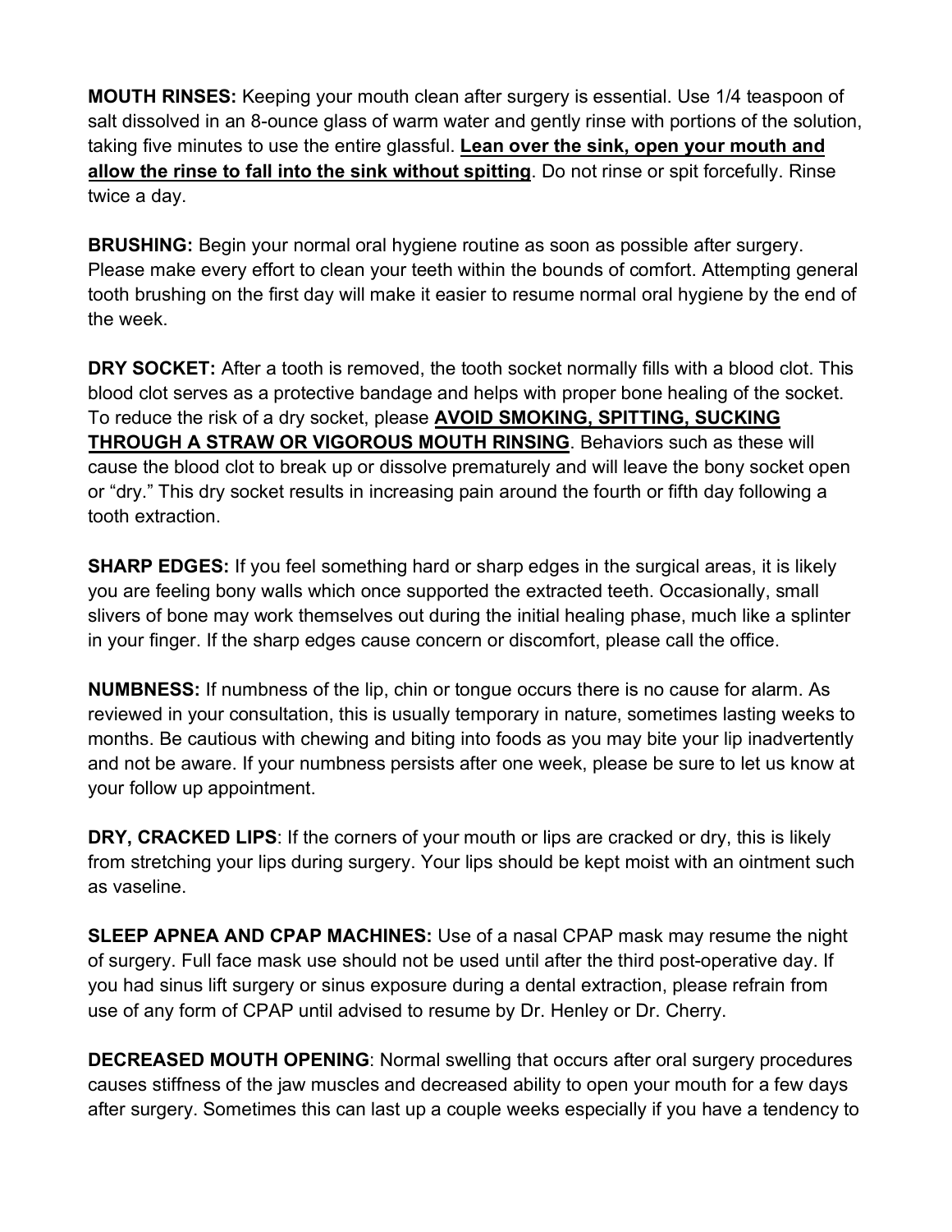**MOUTH RINSES:** Keeping your mouth clean after surgery is essential. Use 1/4 teaspoon of salt dissolved in an 8-ounce glass of warm water and gently rinse with portions of the solution, taking five minutes to use the entire glassful. **<u>Lean over the sink, open your mouth and allow the rinse to fall into the sink without spitting</u>**. Do not rinse or spit forcefully. Rinse twice a day.

**BRUSHING:** Begin your normal oral hygiene routine as soon as possible after surgery. Please make every effort to clean your teeth within the bounds of comfort. Attempting general tooth brushing on the first day will make it easier to resume normal oral hygiene by the end of the week.

**DRY SOCKET:** After a tooth is removed, the tooth socket normally fills with a blood clot. This blood clot serves as a protective bandage and helps with proper bone healing of the socket. To reduce the risk of a dry socket, please **<u>AVOID SMOKING, SPITTING, SUCKING THROUGH A STRAW OR VIGOROUS MOUTH RINSING</u>**. Behaviors such as these will cause the blood clot to break up or dissolve prematurely and will leave the bony socket open or "dry." This dry socket results in increasing pain around the fourth or fifth day following a tooth extraction.

**SHARP EDGES:** If you feel something hard or sharp edges in the surgical areas, it is likely you are feeling bony walls which once supported the extracted teeth. Occasionally, small slivers of bone may work themselves out during the initial healing phase, much like a splinter in your finger. If the sharp edges cause concern or discomfort, please call the office.

**NUMBNESS:** If numbness of the lip, chin or tongue occurs there is no cause for alarm. As reviewed in your consultation, this is usually temporary in nature, sometimes lasting weeks to months. Be cautious with chewing and biting into foods as you may bite your lip inadvertently and not be aware. If your numbness persists after one week, please be sure to let us know at your follow up appointment.

**DRY, CRACKED LIPS**: If the corners of your mouth or lips are cracked or dry, this is likely from stretching your lips during surgery. Your lips should be kept moist with an ointment such as vaseline.

**SLEEP APNEA AND CPAP MACHINES:** Use of a nasal CPAP mask may resume the night of surgery. Full face mask use should not be used until after the third post-operative day. If you had sinus lift surgery or sinus exposure during a dental extraction, please refrain from use of any form of CPAP until advised to resume by Dr. Henley or Dr. Cherry.

**DECREASED MOUTH OPENING**: Normal swelling that occurs after oral surgery procedures causes stiffness of the jaw muscles and decreased ability to open your mouth for a few days after surgery. Sometimes this can last up a couple weeks especially if you have a tendency to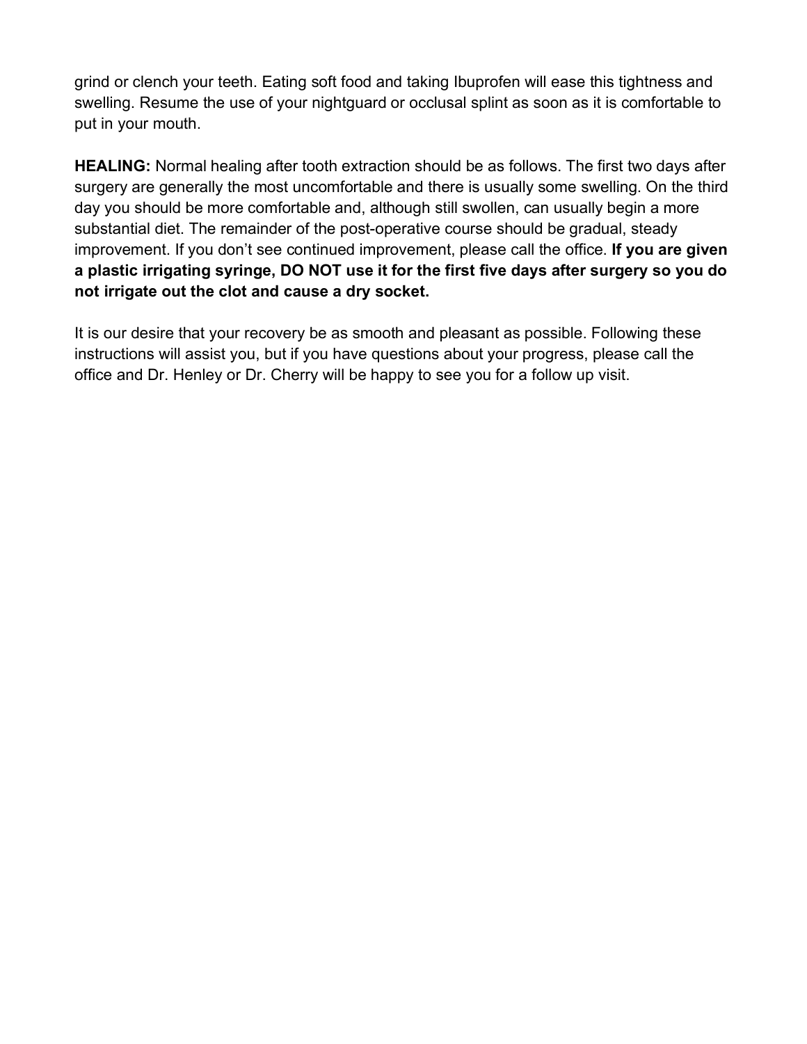grind or clench your teeth. Eating soft food and taking Ibuprofen will ease this tightness and swelling. Resume the use of your nightguard or occlusal splint as soon as it is comfortable to put in your mouth.

**HEALING:** Normal healing after tooth extraction should be as follows. The first two days after surgery are generally the most uncomfortable and there is usually some swelling. On the third day you should be more comfortable and, although still swollen, can usually begin a more substantial diet. The remainder of the post-operative course should be gradual, steady improvement. If you don't see continued improvement, please call the office. **If you are given a plastic irrigating syringe, DO NOT use it for the first five days after surgery so you do not irrigate out the clot and cause a dry socket.**

It is our desire that your recovery be as smooth and pleasant as possible. Following these instructions will assist you, but if you have questions about your progress, please call the office and Dr. Henley or Dr. Cherry will be happy to see you for a follow up visit.